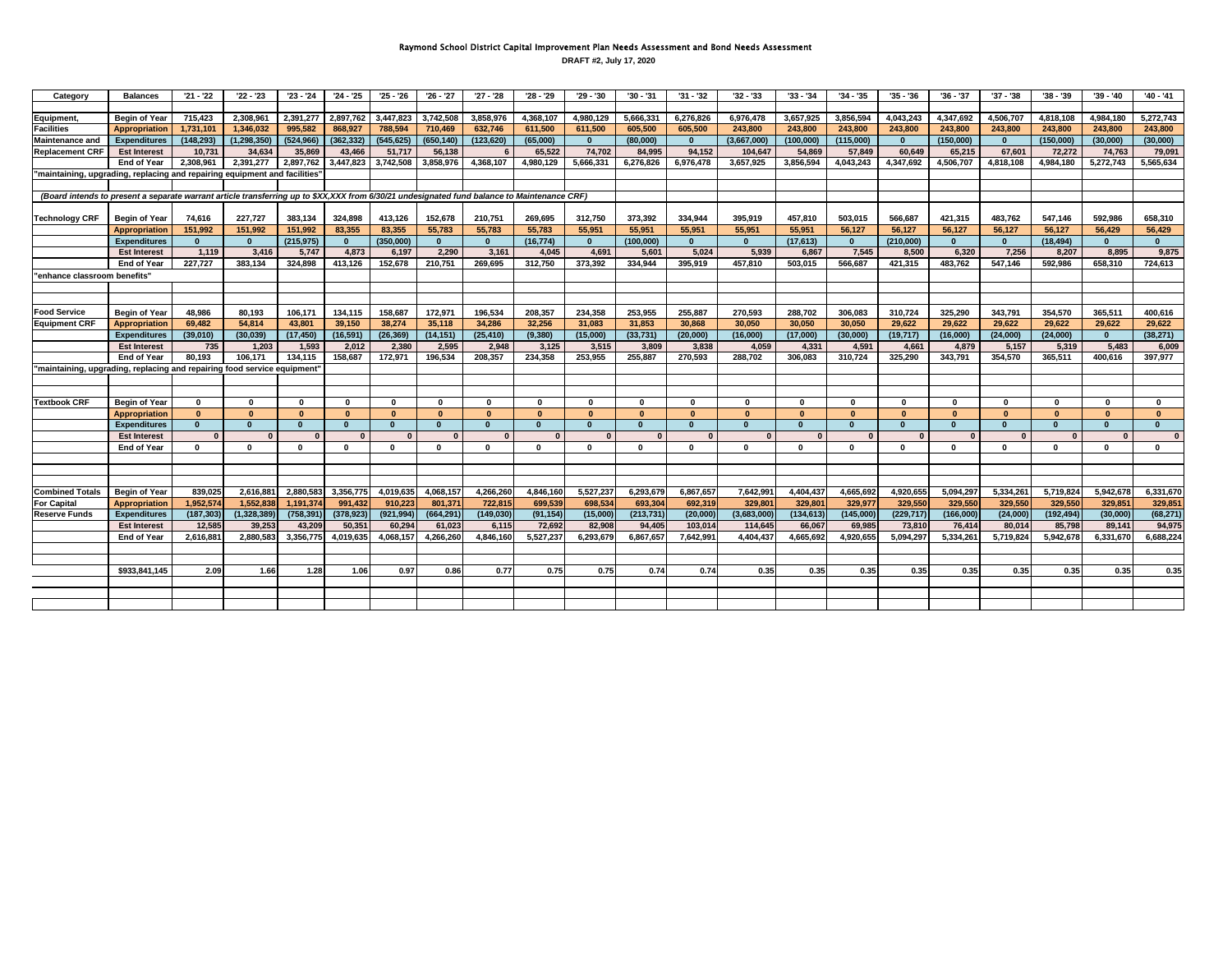# Raymond School District Capital Improvement Plan Needs Assessment and Bond Needs Assessment

DRAFT #2, July 17, 2020

| Category | Balances | '21 - '22 | '22 - '23 | '23 - '24 | '24 - '25 | '25 - '26 | '26 - '27 | '27 - '28 | '28 - '29 | '29 - '30 | '30 - '31 | '31 - '32 | '32 - '33 | '33 - '34 | '34 - '35 | '35 - '36 | '36 - '37 | '37 - '38 | '38 - '39 | '39 - '40 | '40 - '41 |
|---|---|---|---|---|---|---|---|---|---|---|---|---|---|---|---|---|---|---|---|---|---|
| Equipment, | Begin of Year | 715,423 | 2,308,961 | 2,391,277 | 2,897,762 | 3,447,823 | 3,742,508 | 3,858,976 | 4,368,107 | 4,980,129 | 5,666,331 | 6,276,826 | 6,976,478 | 3,657,925 | 3,856,594 | 4,043,243 | 4,347,692 | 4,506,707 | 4,818,108 | 4,984,180 | 5,272,743 |
| Facilities | Appropriation | 1,731,101 | 1,346,032 | 995,582 | 868,927 | 788,594 | 710,469 | 632,746 | 611,500 | 611,500 | 605,500 | 605,500 | 243,800 | 243,800 | 243,800 | 243,800 | 243,800 | 243,800 | 243,800 | 243,800 | 243,800 |
| Maintenance and | Expenditures | (148,293) | (1,298,350) | (524,966) | (362,332) | (545,625) | (650,140) | (123,620) | (65,000) | 0 | (80,000) | 0 | (3,667,000) | (100,000) | (115,000) | 0 | (150,000) | 0 | (150,000) | (30,000) | (30,000) |
| Replacement CRF | Est Interest | 10,731 | 34,634 | 35,869 | 43,466 | 51,717 | 56,138 | 6 | 65,522 | 74,702 | 84,995 | 94,152 | 104,647 | 54,869 | 57,849 | 60,649 | 65,215 | 67,601 | 72,272 | 74,763 | 79,091 |
| | End of Year | 2,308,961 | 2,391,277 | 2,897,762 | 3,447,823 | 3,742,508 | 3,858,976 | 4,368,107 | 4,980,129 | 5,666,331 | 6,276,826 | 6,976,478 | 3,657,925 | 3,856,594 | 4,043,243 | 4,347,692 | 4,506,707 | 4,818,108 | 4,984,180 | 5,272,743 | 5,565,634 |
| "maintaining, upgrading, replacing and repairing equipment and facilities" | | | | | | | | | | | | | | | | | | | | | |
| *(Board intends to present a separate warrant article transferring up to $XX,XXX from 6/30/21 undesignated fund balance to Maintenance CRF)* | | | | | | | | | | | | | | | | | | | | | |
| Technology CRF | Begin of Year | 74,616 | 227,727 | 383,134 | 324,898 | 413,126 | 152,678 | 210,751 | 269,695 | 312,750 | 373,392 | 334,944 | 395,919 | 457,810 | 503,015 | 566,687 | 421,315 | 483,762 | 547,146 | 592,986 | 658,310 |
| | Appropriation | 151,992 | 151,992 | 151,992 | 83,355 | 83,355 | 55,783 | 55,783 | 55,783 | 55,951 | 55,951 | 55,951 | 55,951 | 55,951 | 56,127 | 56,127 | 56,127 | 56,127 | 56,127 | 56,429 | 56,429 |
| | Expenditures | 0 | 0 | (215,975) | 0 | (350,000) | 0 | 0 | (16,774) | 0 | (100,000) | 0 | 0 | (17,613) | 0 | (210,000) | 0 | 0 | (18,494) | 0 | 0 |
| | Est Interest | 1,119 | 3,416 | 5,747 | 4,873 | 6,197 | 2,290 | 3,161 | 4,045 | 4,691 | 5,601 | 5,024 | 5,939 | 6,867 | 7,545 | 8,500 | 6,320 | 7,256 | 8,207 | 8,895 | 9,875 |
| | End of Year | 227,727 | 383,134 | 324,898 | 413,126 | 152,678 | 210,751 | 269,695 | 312,750 | 373,392 | 334,944 | 395,919 | 457,810 | 503,015 | 566,687 | 421,315 | 483,762 | 547,146 | 592,986 | 658,310 | 724,613 |
| "enhance classroom benefits" | | | | | | | | | | | | | | | | | | | | | |
| Food Service | Begin of Year | 48,986 | 80,193 | 106,171 | 134,115 | 158,687 | 172,971 | 196,534 | 208,357 | 234,358 | 253,955 | 255,887 | 270,593 | 288,702 | 306,083 | 310,724 | 325,290 | 343,791 | 354,570 | 365,511 | 400,616 |
| Equipment CRF | Appropriation | 69,482 | 54,814 | 43,801 | 39,150 | 38,274 | 35,118 | 34,286 | 32,256 | 31,083 | 31,853 | 30,868 | 30,050 | 30,050 | 30,050 | 29,622 | 29,622 | 29,622 | 29,622 | 29,622 | 29,622 |
| | Expenditures | (39,010) | (30,039) | (17,450) | (16,591) | (26,369) | (14,151) | (25,410) | (9,380) | (15,000) | (33,731) | (20,000) | (16,000) | (17,000) | (30,000) | (19,717) | (16,000) | (24,000) | (24,000) | 0 | (38,271) |
| | Est Interest | 735 | 1,203 | 1,593 | 2,012 | 2,380 | 2,595 | 2,948 | 3,125 | 3,515 | 3,809 | 3,838 | 4,059 | 4,331 | 4,591 | 4,661 | 4,879 | 5,157 | 5,319 | 5,483 | 6,009 |
| | End of Year | 80,193 | 106,171 | 134,115 | 158,687 | 172,971 | 196,534 | 208,357 | 234,358 | 253,955 | 255,887 | 270,593 | 288,702 | 306,083 | 310,724 | 325,290 | 343,791 | 354,570 | 365,511 | 400,616 | 397,977 |
| "maintaining, upgrading, replacing and repairing food service equipment" | | | | | | | | | | | | | | | | | | | | | |
| Textbook CRF | Begin of Year | 0 | 0 | 0 | 0 | 0 | 0 | 0 | 0 | 0 | 0 | 0 | 0 | 0 | 0 | 0 | 0 | 0 | 0 | 0 | 0 |
| | Appropriation | 0 | 0 | 0 | 0 | 0 | 0 | 0 | 0 | 0 | 0 | 0 | 0 | 0 | 0 | 0 | 0 | 0 | 0 | 0 | 0 |
| | Expenditures | 0 | 0 | 0 | 0 | 0 | 0 | 0 | 0 | 0 | 0 | 0 | 0 | 0 | 0 | 0 | 0 | 0 | 0 | 0 | 0 |
| | Est Interest | 0 | 0 | 0 | 0 | 0 | 0 | 0 | 0 | 0 | 0 | 0 | 0 | 0 | 0 | 0 | 0 | 0 | 0 | 0 | 0 |
| | End of Year | 0 | 0 | 0 | 0 | 0 | 0 | 0 | 0 | 0 | 0 | 0 | 0 | 0 | 0 | 0 | 0 | 0 | 0 | 0 | 0 |
| Combined Totals | Begin of Year | 839,025 | 2,616,881 | 2,880,583 | 3,356,775 | 4,019,635 | 4,068,157 | 4,266,260 | 4,846,160 | 5,527,237 | 6,293,679 | 6,867,657 | 7,642,991 | 4,404,437 | 4,665,692 | 4,920,655 | 5,094,297 | 5,334,261 | 5,719,824 | 5,942,678 | 6,331,670 |
| For Capital | Appropriation | 1,952,574 | 1,552,838 | 1,191,374 | 991,432 | 910,223 | 801,371 | 722,815 | 699,539 | 698,534 | 693,304 | 692,319 | 329,801 | 329,801 | 329,977 | 329,550 | 329,550 | 329,550 | 329,550 | 329,851 | 329,851 |
| Reserve Funds | Expenditures | (187,303) | (1,328,389) | (758,391) | (378,923) | (921,994) | (664,291) | (149,030) | (91,154) | (15,000) | (213,731) | (20,000) | (3,683,000) | (134,613) | (145,000) | (229,717) | (166,000) | (24,000) | (192,494) | (30,000) | (68,271) |
| | Est Interest | 12,585 | 39,253 | 43,209 | 50,351 | 60,294 | 61,023 | 6,115 | 72,692 | 82,908 | 94,405 | 103,014 | 114,645 | 66,067 | 69,985 | 73,810 | 76,414 | 80,014 | 85,798 | 89,141 | 94,975 |
| | End of Year | 2,616,881 | 2,880,583 | 3,356,775 | 4,019,635 | 4,068,157 | 4,266,260 | 4,846,160 | 5,527,237 | 6,293,679 | 6,867,657 | 7,642,991 | 4,404,437 | 4,665,692 | 4,920,655 | 5,094,297 | 5,334,261 | 5,719,824 | 5,942,678 | 6,331,670 | 6,688,224 |
| | $933,841,145 | 2.09 | 1.66 | 1.28 | 1.06 | 0.97 | 0.86 | 0.77 | 0.75 | 0.75 | 0.74 | 0.74 | 0.35 | 0.35 | 0.35 | 0.35 | 0.35 | 0.35 | 0.35 | 0.35 | 0.35 |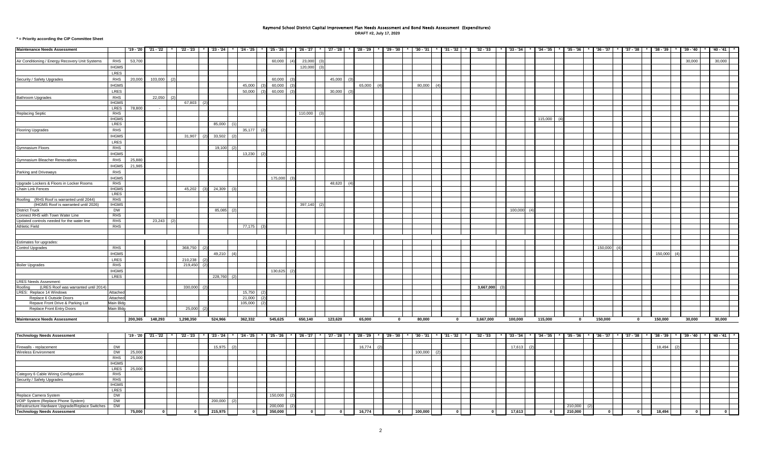# Raymond School District Capital Improvement Plan Needs Assessment and Bond Needs Assessment (Expenditures)

**DRAFT #2, July 17, 2020**

**\* = Priority according the CIP Committee Sheet**

| Maintenance Needs Assessment | | '19 - '20 | '21 - '22 | '22 - '23 | '23 - '24 | '24 - '25 | '25 - '26 | '26 - '27 | '27 - '28 | '28 - '29 | '29 - '30 | '30 - '31 | '31 - '32 | '32 - '33 | '33 - '34 | '34 - '35 | '35 - '36 | '36 - '37 | '37 - '38 | '38 - '39 | '39 - '40 | '40 - '41 |
|---|---|---|---|---|---|---|---|---|---|---|---|---|---|---|---|---|---|---|---|---|---|---|
| Air Conditioning / Energy Recovery Unit Systems | RHS | 53,700 | | | | | 60,000 (4) | 23,000 (3) | | | | | | | | | | | | | 30,000 | 30,000 |
| | IHGMS | | | | | | | 120,000 (3) | | | | | | | | | | | | | | |
| | LRES | | | | | | | | | | | | | | | | | | | | | |
| Security / Safety Upgrades | RHS | 20,000 | 103,000 (2) | | | | 60,000 (3) | | 45,000 (3) | | | | | | | | | | | | | |
| | IHGMS | | | | | 45,000 (3) | 60,000 (3) | | | 65,000 (4) | | 80,000 (4) | | | | | | | | | | |
| | LRES | | | | | 50,000 (3) | 60,000 (3) | | 30,000 (3) | | | | | | | | | | | | | |
| Bathroom Upgrades | RHS | | 22,050 (2) | | | | | | | | | | | | | | | | | | | |
| | IHGMS | | | 67,803 (2) | | | | | | | | | | | | | | | | | | |
| | LRES | 78,800 | - | | | | | | | | | | | | | | | | | | | |
| Replacing Septic | RHS | | | | | | | 110,000 (3) | | | | | | | | | | | | | | |
| | IHGMS | | | | | | | | | | | | | | | 115,000 (4) | | | | | | |
| | LRES | | | | 85,000 (1) | | | | | | | | | | | | | | | | | |
| Flooring Upgrades | RHS | | | | | 35,177 (2) | | | | | | | | | | | | | | | | |
| | IHGMS | | | 31,907 (2) | 33,502 (2) | | | | | | | | | | | | | | | | | |
| | LRES | | | | | | | | | | | | | | | | | | | | | |
| Gymnasium Floors | RHS | | | | 19,100 (2) | | | | | | | | | | | | | | | | | |
| | IHGMS | | | | | 13,230 (2) | | | | | | | | | | | | | | | | |
| Gymnasium Bleacher Renovations | RHS | 25,880 | | | | | | | | | | | | | | | | | | | | |
| | IHGMS | 21,985 | | | | | | | | | | | | | | | | | | | | |
| Parking and Driveways | RHS | | | | | | | | | | | | | | | | | | | | | |
| | IHGMS | | | | | | 175,000 (3) | | | | | | | | | | | | | | | |
| Upgrade Lockers & Floors in Locker Rooms | RHS | | | | | | | | 48,620 (4) | | | | | | | | | | | | | |
| Chain Link Fences | IHGMS | | | 45,202 (3) | 24,309 (3) | | | | | | | | | | | | | | | | | |
| | LRES | | | | | | | | | | | | | | | | | | | | | |
| Roofing (RHS Roof is warranted until 2044) | RHS | | | | | | | | | | | | | | | | | | | | | |
| (IHGMS Roof is warranted until 2026) | IHGMS | | | | | | | 397,140 (2) | | | | | | | | | | | | | | |
| District Truck | DW | | | | 85,085 (2) | | | | | | | | | | 100,000 (4) | | | | | | | |
| Connect RHS with Town Water Line | RHS | | | | | | | | | | | | | | | | | | | | | |
| Updated controls needed for the water line | RHS | | 23,243 (2) | | | | | | | | | | | | | | | | | | | |
| Athletic Field | RHS | | | | | 77,175 (3) | | | | | | | | | | | | | | | | |
| | | | | | | | | | | | | | | | | | | | | | | |
| Estimates for upgrades: | | | | | | | | | | | | | | | | | | | | | | |
| Control Upgrades | RHS | | | 368,750 (2) | | | | | | | | | | | | | | 150,000 (4) | | | | |
| | IHGMS | | | | 49,210 (4) | | | | | | | | | | | | | | | 150,000 (4) | | |
| | LRES | | | 210,238 (2) | | | | | | | | | | | | | | | | | | |
| Boiler Upgrades | RHS | | | 219,450 (2) | | | | | | | | | | | | | | | | | | |
| | IHGMS | | | | | | 130,625 (2) | | | | | | | | | | | | | | | |
| | LRES | | | | 228,760 (2) | | | | | | | | | | | | | | | | | |
| LRES Needs Assesment: | | | | | | | | | | | | | | | | | | | | | | |
| Roofing (LRES Roof was warranted until 2014) | | | | 330,000 (2) | | | | | | | | | | 3,667,000 (3) | | | | | | | | |
| LRES: Replace 14 Windows | Attached | | | | | 15,750 (2) | | | | | | | | | | | | | | | | |
| Replace 6 Outside Doors | Attached | | | | | 21,000 (2) | | | | | | | | | | | | | | | | |
| Repave Front Drive & Parking Lot | Main Bldg | | | | | 105,000 (2) | | | | | | | | | | | | | | | | |
| Replace Front Entry Doors | Main Bldg | | | 25,000 (2) | | | | | | | | | | | | | | | | | | |
| **Maintenance Needs Assessment** | | **200,365** | **148,293** | **1,298,350** | **524,966** | **362,332** | **545,625** | **650,140** | **123,620** | **65,000** | **0** | **80,000** | **0** | **3,667,000** | **100,000** | **115,000** | **0** | **150,000** | **0** | **150,000** | **30,000** | **30,000** |

| Technology Needs Assessment | | '19 - '20 | '21 - '22 | '22 - '23 | '23 - '24 | '24 - '25 | '25 - '26 | '26 - '27 | '27 - '28 | '28 - '29 | '29 - '30 | '30 - '31 | '31 - '32 | '32 - '33 | '33 - '34 | '34 - '35 | '35 - '36 | '36 - '37 | '37 - '38 | '38 - '39 | '39 - '40 | '40 - '41 |
|---|---|---|---|---|---|---|---|---|---|---|---|---|---|---|---|---|---|---|---|---|---|---|
| Firewalls - replacement | DW | | | | 15,975 (2) | | | | | 16,774 (2) | | | | | 17,613 (2) | | | | | 18,494 (2) | | |
| Wireless Environment | DW | 25,000 | | | | | | | | | | 100,000 (2) | | | | | | | | | | |
| | RHS | 25,000 | | | | | | | | | | | | | | | | | | | | |
| | IHGMS | | | | | | | | | | | | | | | | | | | | | |
| | LRES | 25,000 | | | | | | | | | | | | | | | | | | | | |
| Category 6 Cable Wiring Configuration | RHS | | | | | | | | | | | | | | | | | | | | | |
| Security / Safety Upgrades | RHS | | | | | | | | | | | | | | | | | | | | | |
| | IHGMS | | | | | | | | | | | | | | | | | | | | | |
| | LRES | | | | | | | | | | | | | | | | | | | | | |
| Replace Camera System | DW | | | | | | 150,000 (2) | | | | | | | | | | | | | | | |
| VOIP System (Replace Phone System) | DW | | | | 200,000 (2) | | | | | | | | | | | | | | | | | |
| Infrastructure Hardware Upgrade/Replace Switches | DW | | | | | | 200,000 (2) | | | | | | | | | | 210,000 (2) | | | | | |
| **Technology Needs Assessment** | | **75,000** | **0** | **0** | **215,975** | **0** | **350,000** | **0** | **0** | **16,774** | **0** | **100,000** | **0** | **0** | **17,613** | **0** | **210,000** | **0** | **0** | **18,494** | **0** | **0** |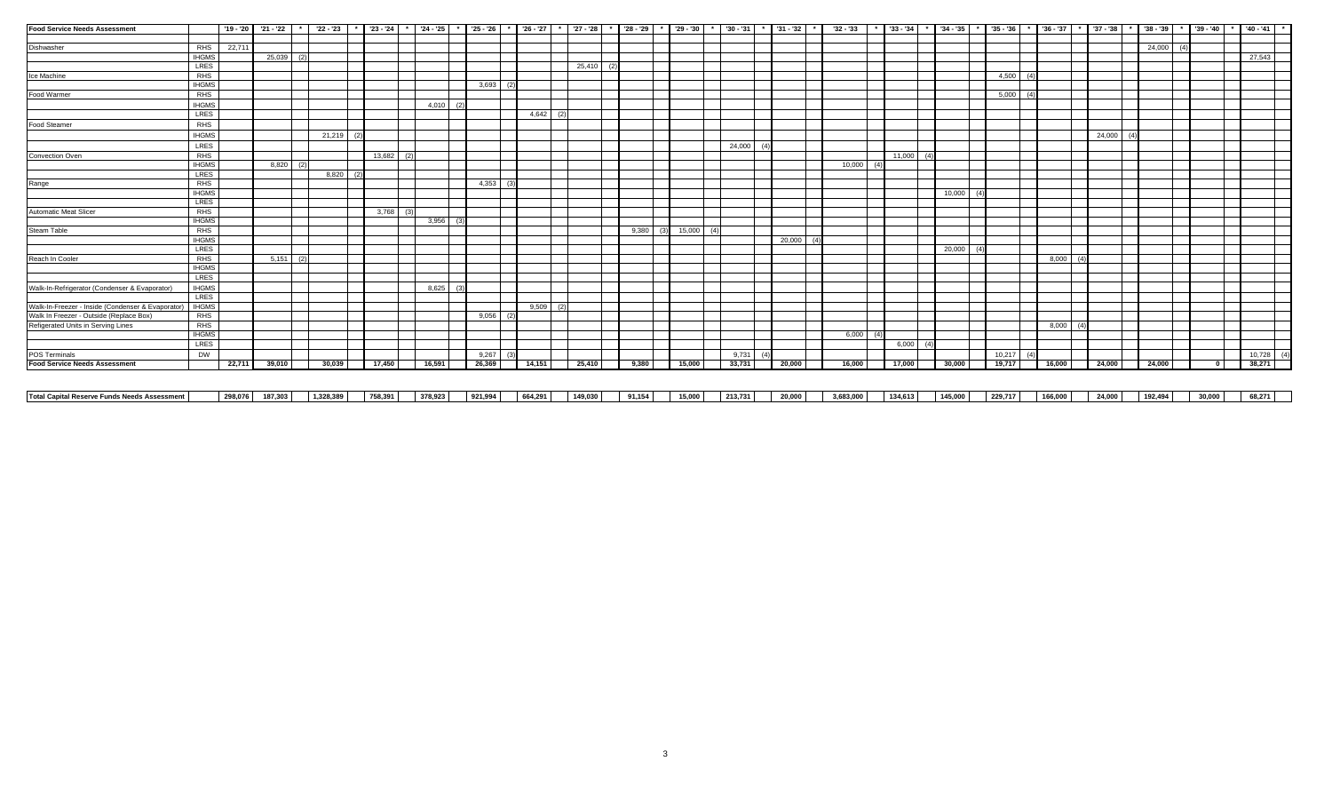| Food Service Needs Assessment | | '19 - '20 | '21 - '22 | * | '22 - '23 | * | '23 - '24 | * | '24 - '25 | * | '25 - '26 | * | '26 - '27 | * | '27 - '28 | * | '28 - '29 | * | '29 - '30 | * | '30 - '31 | * | '31 - '32 | * | '32 - '33 | * | '33 - '34 | * | '34 - '35 | * | '35 - '36 | * | '36 - '37 | * | '37 - '38 | * | '38 - '39 | * | '39 - '40 | * | '40 - '41 | * |
|---|---|---|---|---|---|---|---|---|---|---|---|---|---|---|---|---|---|---|---|---|---|---|---|---|---|---|---|---|---|---|---|---|---|---|---|---|---|---|---|---|---|---|
| Dishwasher | RHS | 22,711 | | | | | | | | | | | | | | | | | | | | | | | | | | | | | | | | | | | 24,000 | (4) | | | | |
| | IHGMS | | 25,039 | (2) | | | | | | | | | | | | | | | | | | | | | | | | | | | | | | | | | | | | | 27,543 | |
| | LRES | | | | | | | | | | | | | | 25,410 | (2) | | | | | | | | | | | | | | | | | | | | | | | | | | |
| Ice Machine | RHS | | | | | | | | | | | | | | | | | | | | | | | | | | | | | | 4,500 | (4) | | | | | | | | | | |
| | IHGMS | | | | | | | | | | 3,693 | (2) | | | | | | | | | | | | | | | | | | | | | | | | | | | | | | |
| Food Warmer | RHS | | | | | | | | | | | | | | | | | | | | | | | | | | | | | | 5,000 | (4) | | | | | | | | | | |
| | IHGMS | | | | | | | | 4,010 | (2) | | | | | | | | | | | | | | | | | | | | | | | | | | | | | | | | |
| | LRES | | | | | | | | | | | | 4,642 | (2) | | | | | | | | | | | | | | | | | | | | | | | | | | | | |
| Food Steamer | RHS | | | | | | | | | | | | | | | | | | | | | | | | | | | | | | | | | | | | | | | | | |
| | IHGMS | | | | 21,219 | (2) | | | | | | | | | | | | | | | | | | | | | | | | | | | | | 24,000 | (4) | | | | | | |
| | LRES | | | | | | | | | | | | | | | | | | | | 24,000 | (4) | | | | | | | | | | | | | | | | | | | | |
| Convection Oven | RHS | | | | | | 13,682 | (2) | | | | | | | | | | | | | | | | | | | 11,000 | (4) | | | | | | | | | | | | | | |
| | IHGMS | | 8,820 | (2) | | | | | | | | | | | | | | | | | | | | | 10,000 | (4) | | | | | | | | | | | | | | | | |
| | LRES | | | | 8,820 | (2) | | | | | | | | | | | | | | | | | | | | | | | | | | | | | | | | | | | | |
| Range | RHS | | | | | | | | | | 4,353 | (3) | | | | | | | | | | | | | | | | | | | | | | | | | | | | | | |
| | IHGMS | | | | | | | | | | | | | | | | | | | | | | | | | | | | 10,000 | (4) | | | | | | | | | | | | |
| | LRES | | | | | | | | | | | | | | | | | | | | | | | | | | | | | | | | | | | | | | | | | |
| Automatic Meat Slicer | RHS | | | | | | 3,768 | (3) | | | | | | | | | | | | | | | | | | | | | | | | | | | | | | | | | | |
| | IHGMS | | | | | | | | 3,956 | (3) | | | | | | | | | | | | | | | | | | | | | | | | | | | | | | | | |
| Steam Table | RHS | | | | | | | | | | | | | | | | 9,380 | (3) | 15,000 | (4) | | | | | | | | | | | | | | | | | | | | | | |
| | IHGMS | | | | | | | | | | | | | | | | | | | | | | 20,000 | (4) | | | | | | | | | | | | | | | | | | |
| | LRES | | | | | | | | | | | | | | | | | | | | | | | | | | | | 20,000 | (4) | | | | | | | | | | | | |
| Reach In Cooler | RHS | | 5,151 | (2) | | | | | | | | | | | | | | | | | | | | | | | | | | | | | 8,000 | (4) | | | | | | | | |
| | IHGMS | | | | | | | | | | | | | | | | | | | | | | | | | | | | | | | | | | | | | | | | | |
| | LRES | | | | | | | | | | | | | | | | | | | | | | | | | | | | | | | | | | | | | | | | | |
| Walk-In-Refrigerator (Condenser & Evaporator) | IHGMS | | | | | | | | 8,625 | (3) | | | | | | | | | | | | | | | | | | | | | | | | | | | | | | | | |
| | LRES | | | | | | | | | | | | | | | | | | | | | | | | | | | | | | | | | | | | | | | | | |
| Walk-In-Freezer - Inside (Condenser & Evaporator) | IHGMS | | | | | | | | | | | | 9,509 | (2) | | | | | | | | | | | | | | | | | | | | | | | | | | | | |
| Walk In Freezer - Outside (Replace Box) | RHS | | | | | | | | | | 9,056 | (2) | | | | | | | | | | | | | | | | | | | | | | | | | | | | | | |
| Refrigerated Units in Serving Lines | RHS | | | | | | | | | | | | | | | | | | | | | | | | | | | | | | | | 8,000 | (4) | | | | | | | | |
| | IHGMS | | | | | | | | | | | | | | | | | | | | | | | | 6,000 | (4) | | | | | | | | | | | | | | | | |
| | LRES | | | | | | | | | | | | | | | | | | | | | | | | | | 6,000 | (4) | | | | | | | | | | | | | | |
| POS Terminals | DW | | | | | | | | | | 9,267 | (3) | | | | | | | | | 9,731 | (4) | | | | | | | | | 10,217 | (4) | | | | | | | | | 10,728 | (4) |
| **Food Service Needs Assessment** | | **22,711** | **39,010** | | **30,039** | | **17,450** | | **16,591** | | **26,369** | | **14,151** | | **25,410** | | **9,380** | | **15,000** | | **33,731** | | **20,000** | | **16,000** | | **17,000** | | **30,000** | | **19,717** | | **16,000** | | **24,000** | | **24,000** | | **0** | | **38,271** | |
| | | | | | | | | | | | | | | | | | | | | | | | | | | | | | | | | | | | | | | | | | | |
| **Total Capital Reserve Funds Needs Assessment** | | **298,076** | **187,303** | | **1,328,389** | | **758,391** | | **378,923** | | **921,994** | | **664,291** | | **149,030** | | **91,154** | | **15,000** | | **213,731** | | **20,000** | | **3,683,000** | | **134,613** | | **145,000** | | **229,717** | | **166,000** | | **24,000** | | **192,494** | | **30,000** | | **68,271** | |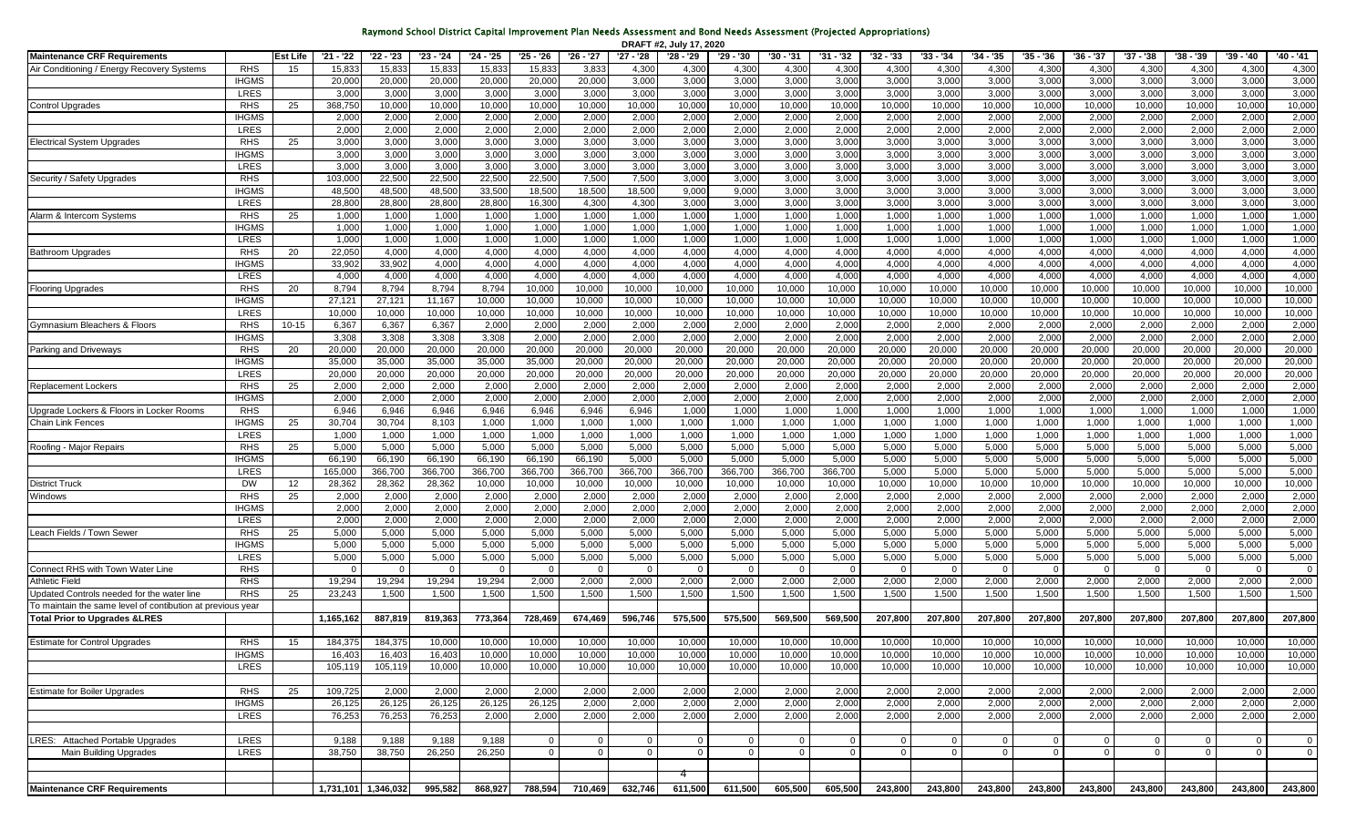# Raymond School District Capital Improvement Plan Needs Assessment and Bond Needs Assessment (Projected Appropriations)

DRAFT #2, July 17, 2020

| Maintenance CRF Requirements | | Est Life | '21 - '22 | '22 - '23 | '23 - '24 | '24 - '25 | '25 - '26 | '26 - '27 | '27 - '28 | '28 - '29 | '29 - '30 | '30 - '31 | '31 - '32 | '32 - '33 | '33 - '34 | '34 - '35 | '35 - '36 | '36 - '37 | '37 - '38 | '38 - '39 | '39 - '40 | '40 - '41 |
|---|---|---|---|---|---|---|---|---|---|---|---|---|---|---|---|---|---|---|---|---|---|---|
| Air Conditioning / Energy Recovery Systems | RHS | 15 | 15,833 | 15,833 | 15,833 | 15,833 | 15,833 | 3,833 | 4,300 | 4,300 | 4,300 | 4,300 | 4,300 | 4,300 | 4,300 | 4,300 | 4,300 | 4,300 | 4,300 | 4,300 | 4,300 | 4,300 |
| | IHGMS | | 20,000 | 20,000 | 20,000 | 20,000 | 20,000 | 20,000 | 3,000 | 3,000 | 3,000 | 3,000 | 3,000 | 3,000 | 3,000 | 3,000 | 3,000 | 3,000 | 3,000 | 3,000 | 3,000 | 3,000 |
| | LRES | | 3,000 | 3,000 | 3,000 | 3,000 | 3,000 | 3,000 | 3,000 | 3,000 | 3,000 | 3,000 | 3,000 | 3,000 | 3,000 | 3,000 | 3,000 | 3,000 | 3,000 | 3,000 | 3,000 | 3,000 |
| Control Upgrades | RHS | 25 | 368,750 | 10,000 | 10,000 | 10,000 | 10,000 | 10,000 | 10,000 | 10,000 | 10,000 | 10,000 | 10,000 | 10,000 | 10,000 | 10,000 | 10,000 | 10,000 | 10,000 | 10,000 | 10,000 | 10,000 |
| | IHGMS | | 2,000 | 2,000 | 2,000 | 2,000 | 2,000 | 2,000 | 2,000 | 2,000 | 2,000 | 2,000 | 2,000 | 2,000 | 2,000 | 2,000 | 2,000 | 2,000 | 2,000 | 2,000 | 2,000 | 2,000 |
| | LRES | | 2,000 | 2,000 | 2,000 | 2,000 | 2,000 | 2,000 | 2,000 | 2,000 | 2,000 | 2,000 | 2,000 | 2,000 | 2,000 | 2,000 | 2,000 | 2,000 | 2,000 | 2,000 | 2,000 | 2,000 |
| Electrical System Upgrades | RHS | 25 | 3,000 | 3,000 | 3,000 | 3,000 | 3,000 | 3,000 | 3,000 | 3,000 | 3,000 | 3,000 | 3,000 | 3,000 | 3,000 | 3,000 | 3,000 | 3,000 | 3,000 | 3,000 | 3,000 | 3,000 |
| | IHGMS | | 3,000 | 3,000 | 3,000 | 3,000 | 3,000 | 3,000 | 3,000 | 3,000 | 3,000 | 3,000 | 3,000 | 3,000 | 3,000 | 3,000 | 3,000 | 3,000 | 3,000 | 3,000 | 3,000 | 3,000 |
| | LRES | | 3,000 | 3,000 | 3,000 | 3,000 | 3,000 | 3,000 | 3,000 | 3,000 | 3,000 | 3,000 | 3,000 | 3,000 | 3,000 | 3,000 | 3,000 | 3,000 | 3,000 | 3,000 | 3,000 | 3,000 |
| Security / Safety Upgrades | RHS | | 103,000 | 22,500 | 22,500 | 22,500 | 22,500 | 7,500 | 7,500 | 3,000 | 3,000 | 3,000 | 3,000 | 3,000 | 3,000 | 3,000 | 3,000 | 3,000 | 3,000 | 3,000 | 3,000 | 3,000 |
| | IHGMS | | 48,500 | 48,500 | 48,500 | 33,500 | 18,500 | 18,500 | 18,500 | 9,000 | 9,000 | 3,000 | 3,000 | 3,000 | 3,000 | 3,000 | 3,000 | 3,000 | 3,000 | 3,000 | 3,000 | 3,000 |
| | LRES | | 28,800 | 28,800 | 28,800 | 28,800 | 16,300 | 4,300 | 4,300 | 3,000 | 3,000 | 3,000 | 3,000 | 3,000 | 3,000 | 3,000 | 3,000 | 3,000 | 3,000 | 3,000 | 3,000 | 3,000 |
| Alarm & Intercom Systems | RHS | 25 | 1,000 | 1,000 | 1,000 | 1,000 | 1,000 | 1,000 | 1,000 | 1,000 | 1,000 | 1,000 | 1,000 | 1,000 | 1,000 | 1,000 | 1,000 | 1,000 | 1,000 | 1,000 | 1,000 | 1,000 |
| | IHGMS | | 1,000 | 1,000 | 1,000 | 1,000 | 1,000 | 1,000 | 1,000 | 1,000 | 1,000 | 1,000 | 1,000 | 1,000 | 1,000 | 1,000 | 1,000 | 1,000 | 1,000 | 1,000 | 1,000 | 1,000 |
| | LRES | | 1,000 | 1,000 | 1,000 | 1,000 | 1,000 | 1,000 | 1,000 | 1,000 | 1,000 | 1,000 | 1,000 | 1,000 | 1,000 | 1,000 | 1,000 | 1,000 | 1,000 | 1,000 | 1,000 | 1,000 |
| Bathroom Upgrades | RHS | 20 | 22,050 | 4,000 | 4,000 | 4,000 | 4,000 | 4,000 | 4,000 | 4,000 | 4,000 | 4,000 | 4,000 | 4,000 | 4,000 | 4,000 | 4,000 | 4,000 | 4,000 | 4,000 | 4,000 | 4,000 |
| | IHGMS | | 33,902 | 33,902 | 4,000 | 4,000 | 4,000 | 4,000 | 4,000 | 4,000 | 4,000 | 4,000 | 4,000 | 4,000 | 4,000 | 4,000 | 4,000 | 4,000 | 4,000 | 4,000 | 4,000 | 4,000 |
| | LRES | | 4,000 | 4,000 | 4,000 | 4,000 | 4,000 | 4,000 | 4,000 | 4,000 | 4,000 | 4,000 | 4,000 | 4,000 | 4,000 | 4,000 | 4,000 | 4,000 | 4,000 | 4,000 | 4,000 | 4,000 |
| Flooring Upgrades | RHS | 20 | 8,794 | 8,794 | 8,794 | 8,794 | 10,000 | 10,000 | 10,000 | 10,000 | 10,000 | 10,000 | 10,000 | 10,000 | 10,000 | 10,000 | 10,000 | 10,000 | 10,000 | 10,000 | 10,000 | 10,000 |
| | IHGMS | | 27,121 | 27,121 | 11,167 | 10,000 | 10,000 | 10,000 | 10,000 | 10,000 | 10,000 | 10,000 | 10,000 | 10,000 | 10,000 | 10,000 | 10,000 | 10,000 | 10,000 | 10,000 | 10,000 | 10,000 |
| | LRES | | 10,000 | 10,000 | 10,000 | 10,000 | 10,000 | 10,000 | 10,000 | 10,000 | 10,000 | 10,000 | 10,000 | 10,000 | 10,000 | 10,000 | 10,000 | 10,000 | 10,000 | 10,000 | 10,000 | 10,000 |
| Gymnasium Bleachers & Floors | RHS | 10-15 | 6,367 | 6,367 | 6,367 | 2,000 | 2,000 | 2,000 | 2,000 | 2,000 | 2,000 | 2,000 | 2,000 | 2,000 | 2,000 | 2,000 | 2,000 | 2,000 | 2,000 | 2,000 | 2,000 | 2,000 |
| | IHGMS | | 3,308 | 3,308 | 3,308 | 3,308 | 2,000 | 2,000 | 2,000 | 2,000 | 2,000 | 2,000 | 2,000 | 2,000 | 2,000 | 2,000 | 2,000 | 2,000 | 2,000 | 2,000 | 2,000 | 2,000 |
| Parking and Driveways | RHS | 20 | 20,000 | 20,000 | 20,000 | 20,000 | 20,000 | 20,000 | 20,000 | 20,000 | 20,000 | 20,000 | 20,000 | 20,000 | 20,000 | 20,000 | 20,000 | 20,000 | 20,000 | 20,000 | 20,000 | 20,000 |
| | IHGMS | | 35,000 | 35,000 | 35,000 | 35,000 | 35,000 | 20,000 | 20,000 | 20,000 | 20,000 | 20,000 | 20,000 | 20,000 | 20,000 | 20,000 | 20,000 | 20,000 | 20,000 | 20,000 | 20,000 | 20,000 |
| | LRES | | 20,000 | 20,000 | 20,000 | 20,000 | 20,000 | 20,000 | 20,000 | 20,000 | 20,000 | 20,000 | 20,000 | 20,000 | 20,000 | 20,000 | 20,000 | 20,000 | 20,000 | 20,000 | 20,000 | 20,000 |
| Replacement Lockers | RHS | 25 | 2,000 | 2,000 | 2,000 | 2,000 | 2,000 | 2,000 | 2,000 | 2,000 | 2,000 | 2,000 | 2,000 | 2,000 | 2,000 | 2,000 | 2,000 | 2,000 | 2,000 | 2,000 | 2,000 | 2,000 |
| | IHGMS | | 2,000 | 2,000 | 2,000 | 2,000 | 2,000 | 2,000 | 2,000 | 2,000 | 2,000 | 2,000 | 2,000 | 2,000 | 2,000 | 2,000 | 2,000 | 2,000 | 2,000 | 2,000 | 2,000 | 2,000 |
| Upgrade Lockers & Floors in Locker Rooms | RHS | | 6,946 | 6,946 | 6,946 | 6,946 | 6,946 | 6,946 | 6,946 | 1,000 | 1,000 | 1,000 | 1,000 | 1,000 | 1,000 | 1,000 | 1,000 | 1,000 | 1,000 | 1,000 | 1,000 | 1,000 |
| Chain Link Fences | IHGMS | 25 | 30,704 | 30,704 | 8,103 | 1,000 | 1,000 | 1,000 | 1,000 | 1,000 | 1,000 | 1,000 | 1,000 | 1,000 | 1,000 | 1,000 | 1,000 | 1,000 | 1,000 | 1,000 | 1,000 | 1,000 |
| | LRES | | 1,000 | 1,000 | 1,000 | 1,000 | 1,000 | 1,000 | 1,000 | 1,000 | 1,000 | 1,000 | 1,000 | 1,000 | 1,000 | 1,000 | 1,000 | 1,000 | 1,000 | 1,000 | 1,000 | 1,000 |
| Roofing - Major Repairs | RHS | 25 | 5,000 | 5,000 | 5,000 | 5,000 | 5,000 | 5,000 | 5,000 | 5,000 | 5,000 | 5,000 | 5,000 | 5,000 | 5,000 | 5,000 | 5,000 | 5,000 | 5,000 | 5,000 | 5,000 | 5,000 |
| | IHGMS | | 66,190 | 66,190 | 66,190 | 66,190 | 66,190 | 66,190 | 66,190 | 5,000 | 5,000 | 5,000 | 5,000 | 5,000 | 5,000 | 5,000 | 5,000 | 5,000 | 5,000 | 5,000 | 5,000 | 5,000 |
| | LRES | | 165,000 | 366,700 | 366,700 | 366,700 | 366,700 | 366,700 | 366,700 | 366,700 | 366,700 | 366,700 | 366,700 | 5,000 | 5,000 | 5,000 | 5,000 | 5,000 | 5,000 | 5,000 | 5,000 | 5,000 |
| District Truck | DW | 12 | 28,362 | 28,362 | 28,362 | 10,000 | 10,000 | 10,000 | 10,000 | 10,000 | 10,000 | 10,000 | 10,000 | 10,000 | 10,000 | 10,000 | 10,000 | 10,000 | 10,000 | 10,000 | 10,000 | 10,000 |
| Windows | RHS | 25 | 2,000 | 2,000 | 2,000 | 2,000 | 2,000 | 2,000 | 2,000 | 2,000 | 2,000 | 2,000 | 2,000 | 2,000 | 2,000 | 2,000 | 2,000 | 2,000 | 2,000 | 2,000 | 2,000 | 2,000 |
| | IHGMS | | 2,000 | 2,000 | 2,000 | 2,000 | 2,000 | 2,000 | 2,000 | 2,000 | 2,000 | 2,000 | 2,000 | 2,000 | 2,000 | 2,000 | 2,000 | 2,000 | 2,000 | 2,000 | 2,000 | 2,000 |
| | LRES | | 2,000 | 2,000 | 2,000 | 2,000 | 2,000 | 2,000 | 2,000 | 2,000 | 2,000 | 2,000 | 2,000 | 2,000 | 2,000 | 2,000 | 2,000 | 2,000 | 2,000 | 2,000 | 2,000 | 2,000 |
| Leach Fields / Town Sewer | RHS | 25 | 5,000 | 5,000 | 5,000 | 5,000 | 5,000 | 5,000 | 5,000 | 5,000 | 5,000 | 5,000 | 5,000 | 5,000 | 5,000 | 5,000 | 5,000 | 5,000 | 5,000 | 5,000 | 5,000 | 5,000 |
| | IHGMS | | 5,000 | 5,000 | 5,000 | 5,000 | 5,000 | 5,000 | 5,000 | 5,000 | 5,000 | 5,000 | 5,000 | 5,000 | 5,000 | 5,000 | 5,000 | 5,000 | 5,000 | 5,000 | 5,000 | 5,000 |
| | LRES | | 5,000 | 5,000 | 5,000 | 5,000 | 5,000 | 5,000 | 5,000 | 5,000 | 5,000 | 5,000 | 5,000 | 5,000 | 5,000 | 5,000 | 5,000 | 5,000 | 5,000 | 5,000 | 5,000 | 5,000 |
| Connect RHS with Town Water Line | RHS | | 0 | 0 | 0 | 0 | 0 | 0 | 0 | 0 | 0 | 0 | 0 | 0 | 0 | 0 | 0 | 0 | 0 | 0 | 0 | 0 |
| Athletic Field | RHS | | 19,294 | 19,294 | 19,294 | 19,294 | 2,000 | 2,000 | 2,000 | 2,000 | 2,000 | 2,000 | 2,000 | 2,000 | 2,000 | 2,000 | 2,000 | 2,000 | 2,000 | 2,000 | 2,000 | 2,000 |
| Updated Controls needed for the water line | RHS | 25 | 23,243 | 1,500 | 1,500 | 1,500 | 1,500 | 1,500 | 1,500 | 1,500 | 1,500 | 1,500 | 1,500 | 1,500 | 1,500 | 1,500 | 1,500 | 1,500 | 1,500 | 1,500 | 1,500 | 1,500 |
| To maintain the same level of contibution at previous year | | | | | | | | | | | | | | | | | | | | | | |
| **Total Prior to Upgrades &LRES** | | | **1,165,162** | **887,819** | **819,363** | **773,364** | **728,469** | **674,469** | **596,746** | **575,500** | **575,500** | **569,500** | **569,500** | **207,800** | **207,800** | **207,800** | **207,800** | **207,800** | **207,800** | **207,800** | **207,800** | **207,800** |
| | | | | | | | | | | | | | | | | | | | | | | |
| Estimate for Control Upgrades | RHS | 15 | 184,375 | 184,375 | 10,000 | 10,000 | 10,000 | 10,000 | 10,000 | 10,000 | 10,000 | 10,000 | 10,000 | 10,000 | 10,000 | 10,000 | 10,000 | 10,000 | 10,000 | 10,000 | 10,000 | 10,000 |
| | IHGMS | | 16,403 | 16,403 | 16,403 | 10,000 | 10,000 | 10,000 | 10,000 | 10,000 | 10,000 | 10,000 | 10,000 | 10,000 | 10,000 | 10,000 | 10,000 | 10,000 | 10,000 | 10,000 | 10,000 | 10,000 |
| | LRES | | 105,119 | 105,119 | 10,000 | 10,000 | 10,000 | 10,000 | 10,000 | 10,000 | 10,000 | 10,000 | 10,000 | 10,000 | 10,000 | 10,000 | 10,000 | 10,000 | 10,000 | 10,000 | 10,000 | 10,000 |
| | | | | | | | | | | | | | | | | | | | | | | |
| Estimate for Boiler Upgrades | RHS | 25 | 109,725 | 2,000 | 2,000 | 2,000 | 2,000 | 2,000 | 2,000 | 2,000 | 2,000 | 2,000 | 2,000 | 2,000 | 2,000 | 2,000 | 2,000 | 2,000 | 2,000 | 2,000 | 2,000 | 2,000 |
| | IHGMS | | 26,125 | 26,125 | 26,125 | 26,125 | 26,125 | 2,000 | 2,000 | 2,000 | 2,000 | 2,000 | 2,000 | 2,000 | 2,000 | 2,000 | 2,000 | 2,000 | 2,000 | 2,000 | 2,000 | 2,000 |
| | LRES | | 76,253 | 76,253 | 76,253 | 2,000 | 2,000 | 2,000 | 2,000 | 2,000 | 2,000 | 2,000 | 2,000 | 2,000 | 2,000 | 2,000 | 2,000 | 2,000 | 2,000 | 2,000 | 2,000 | 2,000 |
| | | | | | | | | | | | | | | | | | | | | | | |
| LRES: Attached Portable Upgrades | LRES | | 9,188 | 9,188 | 9,188 | 9,188 | 0 | 0 | 0 | 0 | 0 | 0 | 0 | 0 | 0 | 0 | 0 | 0 | 0 | 0 | 0 | 0 |
| Main Building Upgrades | LRES | | 38,750 | 38,750 | 26,250 | 26,250 | 0 | 0 | 0 | 0 | 0 | 0 | 0 | 0 | 0 | 0 | 0 | 0 | 0 | 0 | 0 | 0 |
| | | | | | | | | | | | | | | | | | | | | | | |
| **Maintenance CRF Requirements** | | | **1,731,101** | **1,346,032** | **995,582** | **868,927** | **788,594** | **710,469** | **632,746** | **611,500** | **611,500** | **605,500** | **605,500** | **243,800** | **243,800** | **243,800** | **243,800** | **243,800** | **243,800** | **243,800** | **243,800** | **243,800** |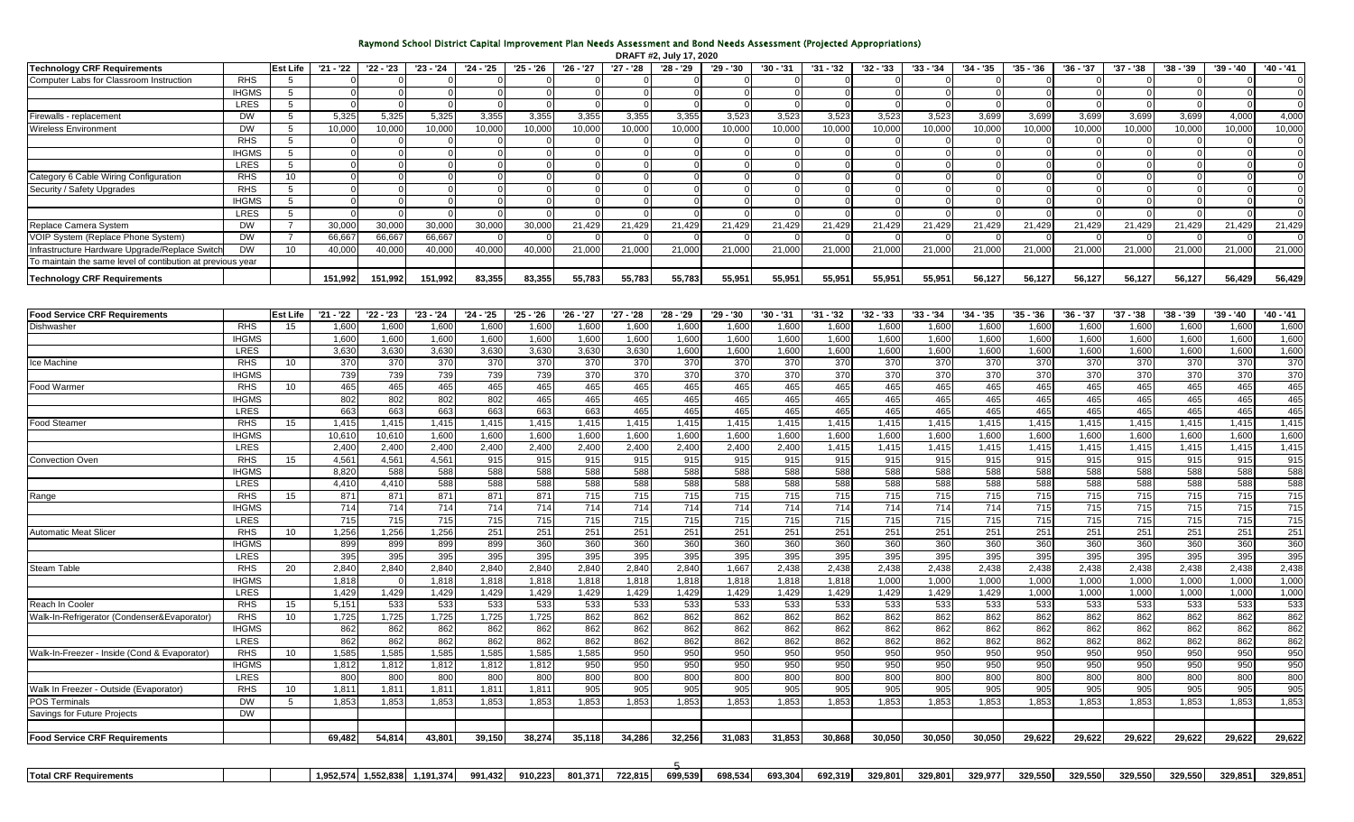# Raymond School District Capital Improvement Plan Needs Assessment and Bond Needs Assessment (Projected Appropriations)

DRAFT #2, July 17, 2020

| Technology CRF Requirements | | Est Life | '21 - '22 | '22 - '23 | '23 - '24 | '24 - '25 | '25 - '26 | '26 - '27 | '27 - '28 | '28 - '29 | '29 - '30 | '30 - '31 | '31 - '32 | '32 - '33 | '33 - '34 | '34 - '35 | '35 - '36 | '36 - '37 | '37 - '38 | '38 - '39 | '39 - '40 | '40 - '41 |
|---|---|---|---|---|---|---|---|---|---|---|---|---|---|---|---|---|---|---|---|---|---|---|
| Computer Labs for Classroom Instruction | RHS | 5 | 0 | 0 | 0 | 0 | 0 | 0 | 0 | 0 | 0 | 0 | 0 | 0 | 0 | 0 | 0 | 0 | 0 | 0 | 0 | 0 |
| | IHGMS | 5 | 0 | 0 | 0 | 0 | 0 | 0 | 0 | 0 | 0 | 0 | 0 | 0 | 0 | 0 | 0 | 0 | 0 | 0 | 0 | 0 |
| | LRES | 5 | 0 | 0 | 0 | 0 | 0 | 0 | 0 | 0 | 0 | 0 | 0 | 0 | 0 | 0 | 0 | 0 | 0 | 0 | 0 | 0 |
| Firewalls - replacement | DW | 5 | 5,325 | 5,325 | 5,325 | 3,355 | 3,355 | 3,355 | 3,355 | 3,355 | 3,523 | 3,523 | 3,523 | 3,523 | 3,523 | 3,699 | 3,699 | 3,699 | 3,699 | 3,699 | 4,000 | 4,000 |
| Wireless Environment | DW | 5 | 10,000 | 10,000 | 10,000 | 10,000 | 10,000 | 10,000 | 10,000 | 10,000 | 10,000 | 10,000 | 10,000 | 10,000 | 10,000 | 10,000 | 10,000 | 10,000 | 10,000 | 10,000 | 10,000 | 10,000 |
| | RHS | 5 | 0 | 0 | 0 | 0 | 0 | 0 | 0 | 0 | 0 | 0 | 0 | 0 | 0 | 0 | 0 | 0 | 0 | 0 | 0 | 0 |
| | IHGMS | 5 | 0 | 0 | 0 | 0 | 0 | 0 | 0 | 0 | 0 | 0 | 0 | 0 | 0 | 0 | 0 | 0 | 0 | 0 | 0 | 0 |
| | LRES | 5 | 0 | 0 | 0 | 0 | 0 | 0 | 0 | 0 | 0 | 0 | 0 | 0 | 0 | 0 | 0 | 0 | 0 | 0 | 0 | 0 |
| Category 6 Cable Wiring Configuration | RHS | 10 | 0 | 0 | 0 | 0 | 0 | 0 | 0 | 0 | 0 | 0 | 0 | 0 | 0 | 0 | 0 | 0 | 0 | 0 | 0 | 0 |
| Security / Safety Upgrades | RHS | 5 | 0 | 0 | 0 | 0 | 0 | 0 | 0 | 0 | 0 | 0 | 0 | 0 | 0 | 0 | 0 | 0 | 0 | 0 | 0 | 0 |
| | IHGMS | 5 | 0 | 0 | 0 | 0 | 0 | 0 | 0 | 0 | 0 | 0 | 0 | 0 | 0 | 0 | 0 | 0 | 0 | 0 | 0 | 0 |
| | LRES | 5 | 0 | 0 | 0 | 0 | 0 | 0 | 0 | 0 | 0 | 0 | 0 | 0 | 0 | 0 | 0 | 0 | 0 | 0 | 0 | 0 |
| Replace Camera System | DW | 7 | 30,000 | 30,000 | 30,000 | 30,000 | 30,000 | 21,429 | 21,429 | 21,429 | 21,429 | 21,429 | 21,429 | 21,429 | 21,429 | 21,429 | 21,429 | 21,429 | 21,429 | 21,429 | 21,429 | 21,429 |
| VOIP System (Replace Phone System) | DW | 7 | 66,667 | 66,667 | 66,667 | 0 | 0 | 0 | 0 | 0 | 0 | 0 | 0 | 0 | 0 | 0 | 0 | 0 | 0 | 0 | 0 | 0 |
| Infrastructure Hardware Upgrade/Replace Switch | DW | 10 | 40,000 | 40,000 | 40,000 | 40,000 | 40,000 | 21,000 | 21,000 | 21,000 | 21,000 | 21,000 | 21,000 | 21,000 | 21,000 | 21,000 | 21,000 | 21,000 | 21,000 | 21,000 | 21,000 | 21,000 |
| To maintain the same level of contibution at previous year | | | | | | | | | | | | | | | | | | | | | | |
| **Technology CRF Requirements** | | | 151,992 | 151,992 | 151,992 | 83,355 | 83,355 | 55,783 | 55,783 | 55,783 | 55,951 | 55,951 | 55,951 | 55,951 | 55,951 | 56,127 | 56,127 | 56,127 | 56,127 | 56,127 | 56,429 | 56,429 |

| Food Service CRF Requirements | | Est Life | '21 - '22 | '22 - '23 | '23 - '24 | '24 - '25 | '25 - '26 | '26 - '27 | '27 - '28 | '28 - '29 | '29 - '30 | '30 - '31 | '31 - '32 | '32 - '33 | '33 - '34 | '34 - '35 | '35 - '36 | '36 - '37 | '37 - '38 | '38 - '39 | '39 - '40 | '40 - '41 |
|---|---|---|---|---|---|---|---|---|---|---|---|---|---|---|---|---|---|---|---|---|---|---|
| Dishwasher | RHS | 15 | 1,600 | 1,600 | 1,600 | 1,600 | 1,600 | 1,600 | 1,600 | 1,600 | 1,600 | 1,600 | 1,600 | 1,600 | 1,600 | 1,600 | 1,600 | 1,600 | 1,600 | 1,600 | 1,600 | 1,600 |
| | IHGMS | | 1,600 | 1,600 | 1,600 | 1,600 | 1,600 | 1,600 | 1,600 | 1,600 | 1,600 | 1,600 | 1,600 | 1,600 | 1,600 | 1,600 | 1,600 | 1,600 | 1,600 | 1,600 | 1,600 | 1,600 |
| | LRES | | 3,630 | 3,630 | 3,630 | 3,630 | 3,630 | 3,630 | 3,630 | 1,600 | 1,600 | 1,600 | 1,600 | 1,600 | 1,600 | 1,600 | 1,600 | 1,600 | 1,600 | 1,600 | 1,600 | 1,600 |
| Ice Machine | RHS | 10 | 370 | 370 | 370 | 370 | 370 | 370 | 370 | 370 | 370 | 370 | 370 | 370 | 370 | 370 | 370 | 370 | 370 | 370 | 370 | 370 |
| | IHGMS | | 739 | 739 | 739 | 739 | 739 | 370 | 370 | 370 | 370 | 370 | 370 | 370 | 370 | 370 | 370 | 370 | 370 | 370 | 370 | 370 |
| Food Warmer | RHS | 10 | 465 | 465 | 465 | 465 | 465 | 465 | 465 | 465 | 465 | 465 | 465 | 465 | 465 | 465 | 465 | 465 | 465 | 465 | 465 | 465 |
| | IHGMS | | 802 | 802 | 802 | 802 | 465 | 465 | 465 | 465 | 465 | 465 | 465 | 465 | 465 | 465 | 465 | 465 | 465 | 465 | 465 | 465 |
| | LRES | | 663 | 663 | 663 | 663 | 663 | 663 | 465 | 465 | 465 | 465 | 465 | 465 | 465 | 465 | 465 | 465 | 465 | 465 | 465 | 465 |
| Food Steamer | RHS | 15 | 1,415 | 1,415 | 1,415 | 1,415 | 1,415 | 1,415 | 1,415 | 1,415 | 1,415 | 1,415 | 1,415 | 1,415 | 1,415 | 1,415 | 1,415 | 1,415 | 1,415 | 1,415 | 1,415 | 1,415 |
| | IHGMS | | 10,610 | 10,610 | 1,600 | 1,600 | 1,600 | 1,600 | 1,600 | 1,600 | 1,600 | 1,600 | 1,600 | 1,600 | 1,600 | 1,600 | 1,600 | 1,600 | 1,600 | 1,600 | 1,600 | 1,600 |
| | LRES | | 2,400 | 2,400 | 2,400 | 2,400 | 2,400 | 2,400 | 2,400 | 2,400 | 2,400 | 2,400 | 1,415 | 1,415 | 1,415 | 1,415 | 1,415 | 1,415 | 1,415 | 1,415 | 1,415 | 1,415 |
| Convection Oven | RHS | 15 | 4,561 | 4,561 | 4,561 | 915 | 915 | 915 | 915 | 915 | 915 | 915 | 915 | 915 | 915 | 915 | 915 | 915 | 915 | 915 | 915 | 915 |
| | IHGMS | | 8,820 | 588 | 588 | 588 | 588 | 588 | 588 | 588 | 588 | 588 | 588 | 588 | 588 | 588 | 588 | 588 | 588 | 588 | 588 | 588 |
| | LRES | | 4,410 | 4,410 | 588 | 588 | 588 | 588 | 588 | 588 | 588 | 588 | 588 | 588 | 588 | 588 | 588 | 588 | 588 | 588 | 588 | 588 |
| Range | RHS | 15 | 871 | 871 | 871 | 871 | 871 | 715 | 715 | 715 | 715 | 715 | 715 | 715 | 715 | 715 | 715 | 715 | 715 | 715 | 715 | 715 |
| | IHGMS | | 714 | 714 | 714 | 714 | 714 | 714 | 714 | 714 | 714 | 714 | 714 | 714 | 714 | 714 | 715 | 715 | 715 | 715 | 715 | 715 |
| | LRES | | 715 | 715 | 715 | 715 | 715 | 715 | 715 | 715 | 715 | 715 | 715 | 715 | 715 | 715 | 715 | 715 | 715 | 715 | 715 | 715 |
| Automatic Meat Slicer | RHS | 10 | 1,256 | 1,256 | 1,256 | 251 | 251 | 251 | 251 | 251 | 251 | 251 | 251 | 251 | 251 | 251 | 251 | 251 | 251 | 251 | 251 | 251 |
| | IHGMS | | 899 | 899 | 899 | 899 | 360 | 360 | 360 | 360 | 360 | 360 | 360 | 360 | 360 | 360 | 360 | 360 | 360 | 360 | 360 | 360 |
| | LRES | | 395 | 395 | 395 | 395 | 395 | 395 | 395 | 395 | 395 | 395 | 395 | 395 | 395 | 395 | 395 | 395 | 395 | 395 | 395 | 395 |
| Steam Table | RHS | 20 | 2,840 | 2,840 | 2,840 | 2,840 | 2,840 | 2,840 | 2,840 | 2,840 | 1,667 | 2,438 | 2,438 | 2,438 | 2,438 | 2,438 | 2,438 | 2,438 | 2,438 | 2,438 | 2,438 | 2,438 |
| | IHGMS | | 1,818 | 0 | 1,818 | 1,818 | 1,818 | 1,818 | 1,818 | 1,818 | 1,818 | 1,818 | 1,818 | 1,000 | 1,000 | 1,000 | 1,000 | 1,000 | 1,000 | 1,000 | 1,000 | 1,000 |
| | LRES | | 1,429 | 1,429 | 1,429 | 1,429 | 1,429 | 1,429 | 1,429 | 1,429 | 1,429 | 1,429 | 1,429 | 1,429 | 1,429 | 1,429 | 1,000 | 1,000 | 1,000 | 1,000 | 1,000 | 1,000 |
| Reach In Cooler | RHS | 15 | 5,151 | 533 | 533 | 533 | 533 | 533 | 533 | 533 | 533 | 533 | 533 | 533 | 533 | 533 | 533 | 533 | 533 | 533 | 533 | 533 |
| Walk-In-Refrigerator (Condenser&Evaporator) | RHS | 10 | 1,725 | 1,725 | 1,725 | 1,725 | 1,725 | 862 | 862 | 862 | 862 | 862 | 862 | 862 | 862 | 862 | 862 | 862 | 862 | 862 | 862 | 862 |
| | IHGMS | | 862 | 862 | 862 | 862 | 862 | 862 | 862 | 862 | 862 | 862 | 862 | 862 | 862 | 862 | 862 | 862 | 862 | 862 | 862 | 862 |
| | LRES | | 862 | 862 | 862 | 862 | 862 | 862 | 862 | 862 | 862 | 862 | 862 | 862 | 862 | 862 | 862 | 862 | 862 | 862 | 862 | 862 |
| Walk-In-Freezer - Inside (Cond & Evaporator) | RHS | 10 | 1,585 | 1,585 | 1,585 | 1,585 | 1,585 | 1,585 | 950 | 950 | 950 | 950 | 950 | 950 | 950 | 950 | 950 | 950 | 950 | 950 | 950 | 950 |
| | IHGMS | | 1,812 | 1,812 | 1,812 | 1,812 | 1,812 | 950 | 950 | 950 | 950 | 950 | 950 | 950 | 950 | 950 | 950 | 950 | 950 | 950 | 950 | 950 |
| | LRES | | 800 | 800 | 800 | 800 | 800 | 800 | 800 | 800 | 800 | 800 | 800 | 800 | 800 | 800 | 800 | 800 | 800 | 800 | 800 | 800 |
| Walk In Freezer - Outside (Evaporator) | RHS | 10 | 1,811 | 1,811 | 1,811 | 1,811 | 1,811 | 905 | 905 | 905 | 905 | 905 | 905 | 905 | 905 | 905 | 905 | 905 | 905 | 905 | 905 | 905 |
| POS Terminals | DW | 5 | 1,853 | 1,853 | 1,853 | 1,853 | 1,853 | 1,853 | 1,853 | 1,853 | 1,853 | 1,853 | 1,853 | 1,853 | 1,853 | 1,853 | 1,853 | 1,853 | 1,853 | 1,853 | 1,853 | 1,853 |
| Savings for Future Projects | DW | | | | | | | | | | | | | | | | | | | | | |
| **Food Service CRF Requirements** | | | 69,482 | 54,814 | 43,801 | 39,150 | 38,274 | 35,118 | 34,286 | 32,256 | 31,083 | 31,853 | 30,868 | 30,050 | 30,050 | 30,050 | 29,622 | 29,622 | 29,622 | 29,622 | 29,622 | 29,622 |

| | | | '21 - '22 | '22 - '23 | '23 - '24 | '24 - '25 | '25 - '26 | '26 - '27 | '27 - '28 | '28 - '29 | '29 - '30 | '30 - '31 | '31 - '32 | '32 - '33 | '33 - '34 | '34 - '35 | '35 - '36 | '36 - '37 | '37 - '38 | '38 - '39 | '39 - '40 | '40 - '41 |
|---|---|---|---|---|---|---|---|---|---|---|---|---|---|---|---|---|---|---|---|---|---|---|
| **Total CRF Requirements** | | | 1,952,574 | 1,552,838 | 1,191,374 | 991,432 | 910,223 | 801,371 | 722,815 | 699,539 | 698,534 | 693,304 | 692,319 | 329,801 | 329,801 | 329,977 | 329,550 | 329,550 | 329,550 | 329,550 | 329,851 | 329,851 |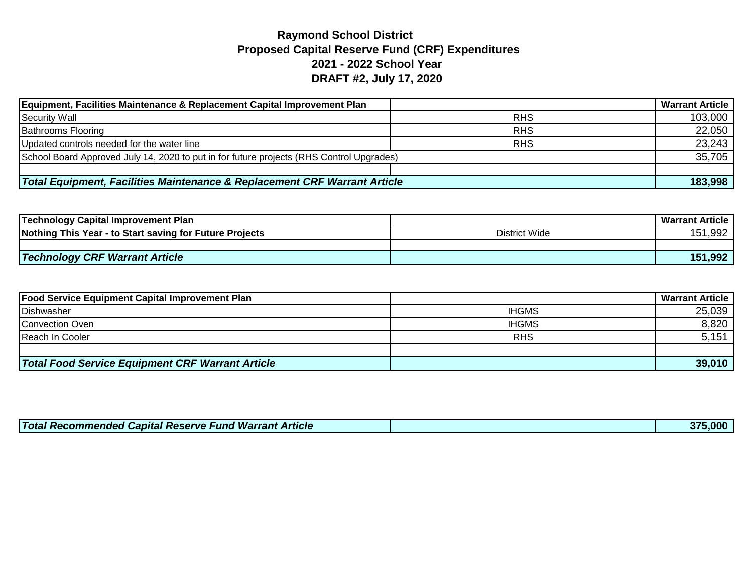# Raymond School District
## Proposed Capital Reserve Fund (CRF) Expenditures
## 2021 - 2022 School Year
## DRAFT #2, July 17, 2020

| **Equipment, Facilities Maintenance & Replacement Capital Improvement Plan** | | **Warrant Article** |
|---|---|---|
| Security Wall | RHS | 103,000 |
| Bathrooms Flooring | RHS | 22,050 |
| Updated controls needed for the water line | RHS | 23,243 |
| School Board Approved July 14, 2020 to put in for future projects (RHS Control Upgrades) | | 35,705 |
| | | |
| ***Total Equipment, Facilities Maintenance & Replacement CRF Warrant Article*** | | **183,998** |

| **Technology Capital Improvement Plan** | | **Warrant Article** |
|---|---|---|
| **Nothing This Year - to Start saving for Future Projects** | District Wide | 151,992 |
| | | |
| ***Technology CRF Warrant Article*** | | **151,992** |

| **Food Service Equipment Capital Improvement Plan** | | **Warrant Article** |
|---|---|---|
| Dishwasher | IHGMS | 25,039 |
| Convection Oven | IHGMS | 8,820 |
| Reach In Cooler | RHS | 5,151 |
| | | |
| ***Total Food Service Equipment CRF Warrant Article*** | | **39,010** |

| | | |
|---|---|---|
| ***Total Recommended Capital Reserve Fund Warrant Article*** | | **375,000** |